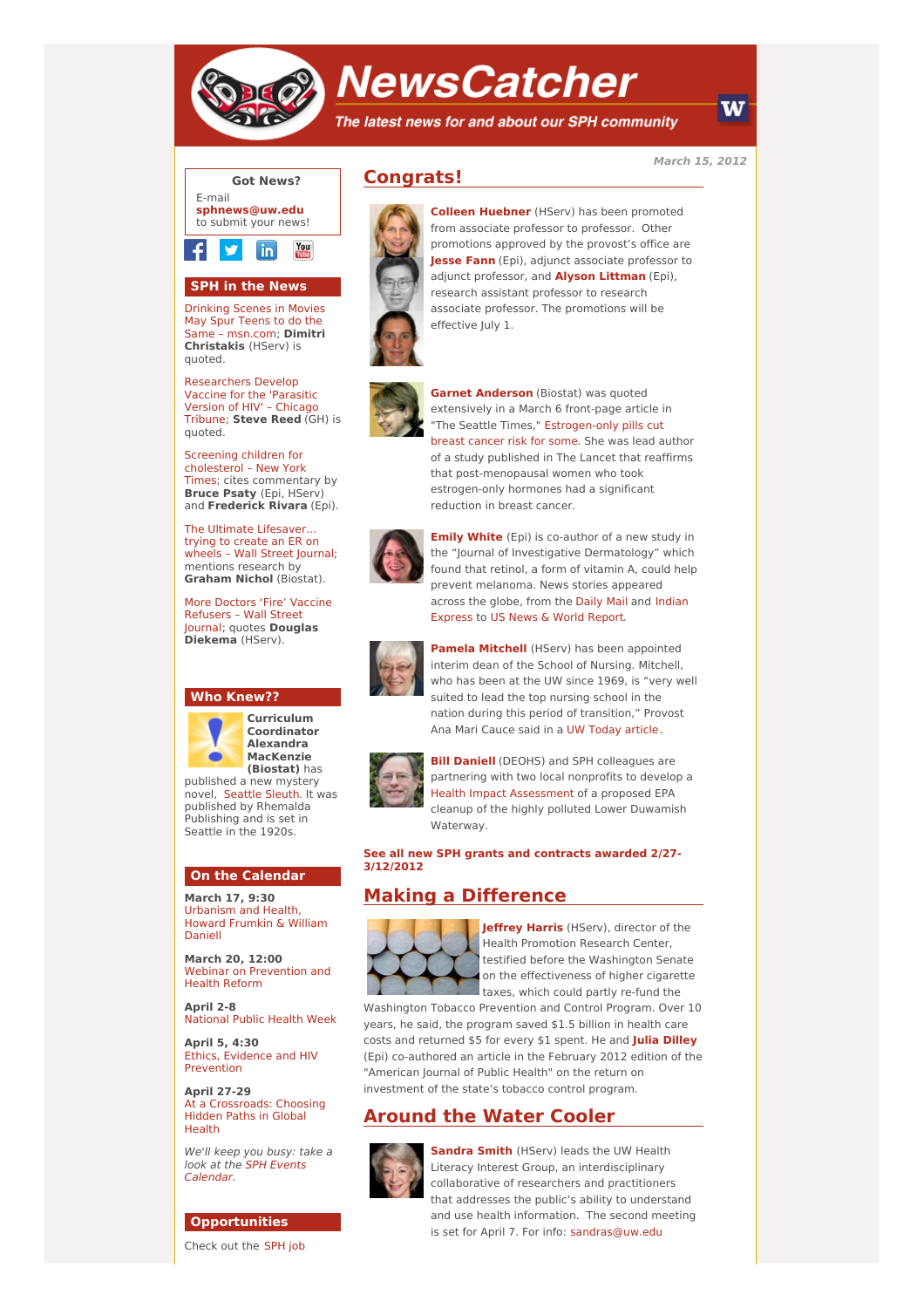# NewsCatcher

*The latest news for and about our SPH community*

*March 15, 2012*

**Got News?**

E-mail **sphnews@uw.edu** to submit your news!

## SPH in the News

Drinking Scenes in Movies May Spur Teens to do the Same – msn.com; **Dimitri Christakis** (HServ) is quoted.

Researchers Develop Vaccine for the 'Parasitic Version of HIV' – Chicago Tribune; **Steve Reed** (GH) is quoted.

Screening children for cholesterol – New York Times; cites commentary by **Bruce Psaty** (Epi, HServ) and **Frederick Rivara** (Epi).

The Ultimate Lifesaver... trying to create an ER on wheels – Wall Street Journal; mentions research by **Graham Nichol** (Biostat).

More Doctors 'Fire' Vaccine Refusers – Wall Street Journal; quotes **Douglas Diekema** (HServ).

## Who Knew??

**Curriculum Coordinator Alexandra MacKenzie (Biostat)** has published a new mystery novel, Seattle Sleuth. It was published by Rhemalda Publishing and is set in Seattle in the 1920s.

## On the Calendar

**March 17, 9:30**
Urbanism and Health, Howard Frumkin & William Daniell

**March 20, 12:00**
Webinar on Prevention and Health Reform

**April 2-8**
National Public Health Week

**April 5, 4:30**
Ethics, Evidence and HIV Prevention

**April 27-29**
At a Crossroads: Choosing Hidden Paths in Global Health

*We'll keep you busy: take a look at the SPH Events Calendar.*

## Opportunities

Check out the SPH job

## Congrats!

**Colleen Huebner** (HServ) has been promoted from associate professor to professor. Other promotions approved by the provost's office are **Jesse Fann** (Epi), adjunct associate professor to adjunct professor, and **Alyson Littman** (Epi), research assistant professor to research associate professor. The promotions will be effective July 1.

**Garnet Anderson** (Biostat) was quoted extensively in a March 6 front-page article in "The Seattle Times," Estrogen-only pills cut breast cancer risk for some. She was lead author of a study published in The Lancet that reaffirms that post-menopausal women who took estrogen-only hormones had a significant reduction in breast cancer.

**Emily White** (Epi) is co-author of a new study in the "Journal of Investigative Dermatology" which found that retinol, a form of vitamin A, could help prevent melanoma. News stories appeared across the globe, from the Daily Mail and Indian Express to US News & World Report.

**Pamela Mitchell** (HServ) has been appointed interim dean of the School of Nursing. Mitchell, who has been at the UW since 1969, is "very well suited to lead the top nursing school in the nation during this period of transition," Provost Ana Mari Cauce said in a UW Today article.

**Bill Daniell** (DEOHS) and SPH colleagues are partnering with two local nonprofits to develop a Health Impact Assessment of a proposed EPA cleanup of the highly polluted Lower Duwamish Waterway.

**See all new SPH grants and contracts awarded 2/27-3/12/2012**

## Making a Difference

**Jeffrey Harris** (HServ), director of the Health Promotion Research Center, testified before the Washington Senate on the effectiveness of higher cigarette taxes, which could partly re-fund the Washington Tobacco Prevention and Control Program. Over 10 years, he said, the program saved $1.5 billion in health care costs and returned $5 for every $1 spent. He and **Julia Dilley** (Epi) co-authored an article in the February 2012 edition of the "American Journal of Public Health" on the return on investment of the state's tobacco control program.

## Around the Water Cooler

**Sandra Smith** (HServ) leads the UW Health Literacy Interest Group, an interdisciplinary collaborative of researchers and practitioners that addresses the public's ability to understand and use health information. The second meeting is set for April 7. For info: sandras@uw.edu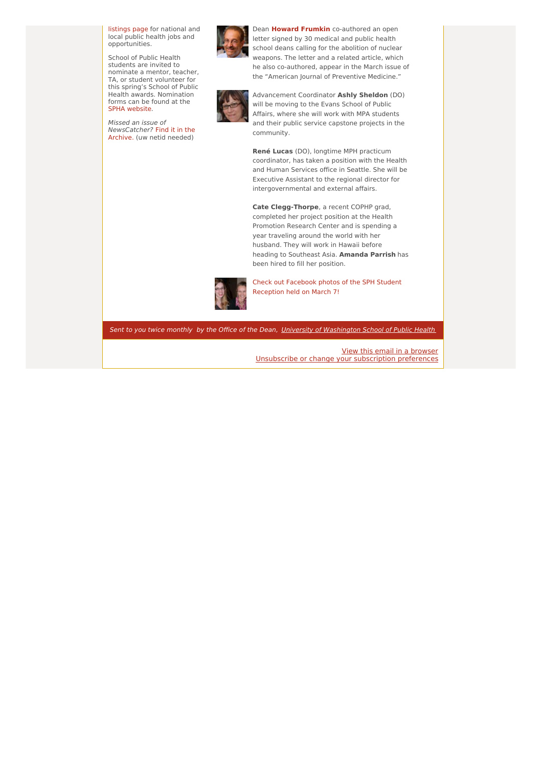listings page for national and local public health jobs and opportunities.

School of Public Health students are invited to nominate a mentor, teacher, TA, or student volunteer for this spring's School of Public Health awards. Nomination forms can be found at the SPHA website.

*Missed an issue of NewsCatcher?* Find it in the Archive. (uw netid needed)

Dean **Howard Frumkin** co-authored an open letter signed by 30 medical and public health school deans calling for the abolition of nuclear weapons. The letter and a related article, which he also co-authored, appear in the March issue of the "American Journal of Preventive Medicine."

Advancement Coordinator **Ashly Sheldon** (DO) will be moving to the Evans School of Public Affairs, where she will work with MPA students and their public service capstone projects in the community.

**René Lucas** (DO), longtime MPH practicum coordinator, has taken a position with the Health and Human Services office in Seattle. She will be Executive Assistant to the regional director for intergovernmental and external affairs.

**Cate Clegg-Thorpe**, a recent COPHP grad, completed her project position at the Health Promotion Research Center and is spending a year traveling around the world with her husband. They will work in Hawaii before heading to Southeast Asia. **Amanda Parrish** has been hired to fill her position.

Check out Facebook photos of the SPH Student Reception held on March 7!

*Sent to you twice monthly by the Office of the Dean, University of Washington School of Public Health*

View this email in a browser
Unsubscribe or change your subscription preferences